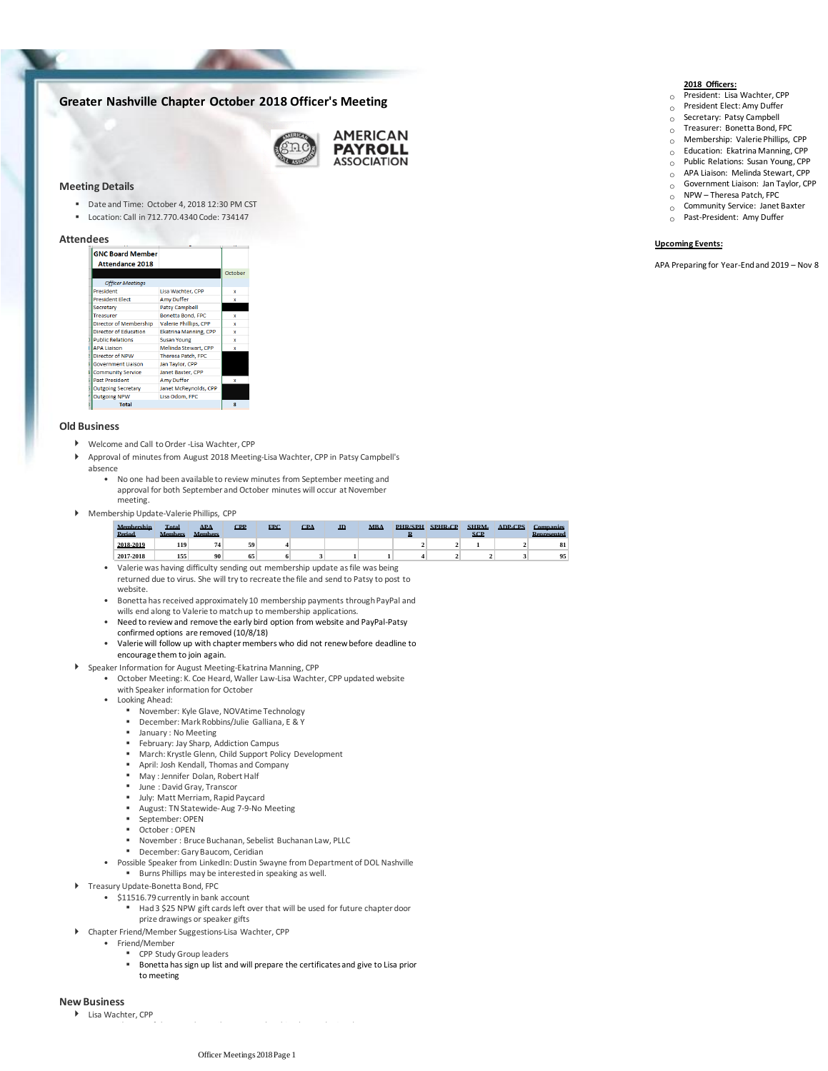# Greater Nashville Chapter October 2018 Officer's Meeting

AMERICAN PAYROLL ASSOCIATION

**2018 Officers:**

- President: Lisa Wachter, CPP
- President Elect: Amy Duffer
- Secretary: Patsy Campbell
- Treasurer: Bonetta Bond, FPC
- Membership: Valerie Phillips, CPP
- Education: Ekatrina Manning, CPP
- Public Relations: Susan Young, CPP
- APA Liaison: Melinda Stewart, CPP
- Government Liaison: Jan Taylor, CPP
- NPW – Theresa Patch, FPC
- Community Service: Janet Baxter
- Past-President: Amy Duffer

**Upcoming Events:**

APA Preparing for Year-End and 2019 – Nov 8

## Meeting Details

- Date and Time: October 4, 2018 12:30 PM CST
- Location: Call in 712.770.4340 Code: 734147

## Attendees

| GNC Board Member Attendance 2018 | | October |
|---|---|---|
| *Officer Meetings* | | |
| President | Lisa Wachter, CPP | x |
| President Elect | Amy Duffer | x |
| Secretary | Patsy Campbell | |
| Treasurer | Bonetta Bond, FPC | x |
| Director of Membership | Valerie Phillips, CPP | x |
| Director of Education | Ekatrina Manning, CPP | x |
| Public Relations | Susan Young | x |
| APA Liaison | Melinda Stewart, CPP | x |
| Director of NPW | Theresa Patch, FPC | |
| Government Liaison | Jan Taylor, CPP | |
| Community Service | Janet Baxter, CPP | |
| Past President | Amy Duffer | x |
| Outgoing Secretary | Janet McReynolds, CPP | |
| Outgoing NPW | Lisa Odom, FPC | |
| Total | | 8 |

## Old Business

- Welcome and Call to Order -Lisa Wachter, CPP
- Approval of minutes from August 2018 Meeting-Lisa Wachter, CPP in Patsy Campbell's absence
  - No one had been available to review minutes from September meeting and approval for both September and October minutes will occur at November meeting.
- Membership Update-Valerie Phillips, CPP

| Membership Period | Total Members | APA Members | CPP | FPC | CPA | JD | MBA | PHR/SPHR | SPHR-CP | SHRM-SCP | ADP-CPS | Companies Represented |
|---|---|---|---|---|---|---|---|---|---|---|---|---|
| 2018-2019 | 119 | 74 | 59 | 4 | | | | 2 | 2 | 1 | 2 | 81 |
| 2017-2018 | 155 | 90 | 65 | 6 | 3 | 1 | 1 | 4 | 2 | 2 | 3 | 95 |

  - Valerie was having difficulty sending out membership update as file was being returned due to virus. She will try to recreate the file and send to Patsy to post to website.
  - Bonetta has received approximately 10 membership payments through PayPal and wills end along to Valerie to match up to membership applications.
  - Need to review and remove the early bird option from website and PayPal-Patsy confirmed options are removed (10/8/18)
  - Valerie will follow up with chapter members who did not renew before deadline to encourage them to join again.
- Speaker Information for August Meeting-Ekatrina Manning, CPP
  - October Meeting: K. Coe Heard, Waller Law-Lisa Wachter, CPP updated website with Speaker information for October
  - Looking Ahead:
    - November: Kyle Glave, NOVAtime Technology
    - December: Mark Robbins/Julie Galliana, E & Y
    - January : No Meeting
    - February: Jay Sharp, Addiction Campus
    - March: Krystle Glenn, Child Support Policy Development
    - April: Josh Kendall, Thomas and Company
    - May : Jennifer Dolan, Robert Half
    - June : David Gray, Transcor
    - July: Matt Merriam, Rapid Paycard
    - August: TN Statewide- Aug 7-9-No Meeting
    - September: OPEN
    - October : OPEN
    - November : Bruce Buchanan, Sebelist Buchanan Law, PLLC
    - December: Gary Baucom, Ceridian
  - Possible Speaker from LinkedIn: Dustin Swayne from Department of DOL Nashville
    - Burns Phillips may be interested in speaking as well.
- Treasury Update-Bonetta Bond, FPC
  - $11516.79 currently in bank account
    - Had 3 $25 NPW gift cards left over that will be used for future chapter door prize drawings or speaker gifts
- Chapter Friend/Member Suggestions-Lisa Wachter, CPP
  - Friend/Member
    - CPP Study Group leaders
    - Bonetta has sign up list and will prepare the certificates and give to Lisa prior to meeting

## New Business

- Lisa Wachter, CPP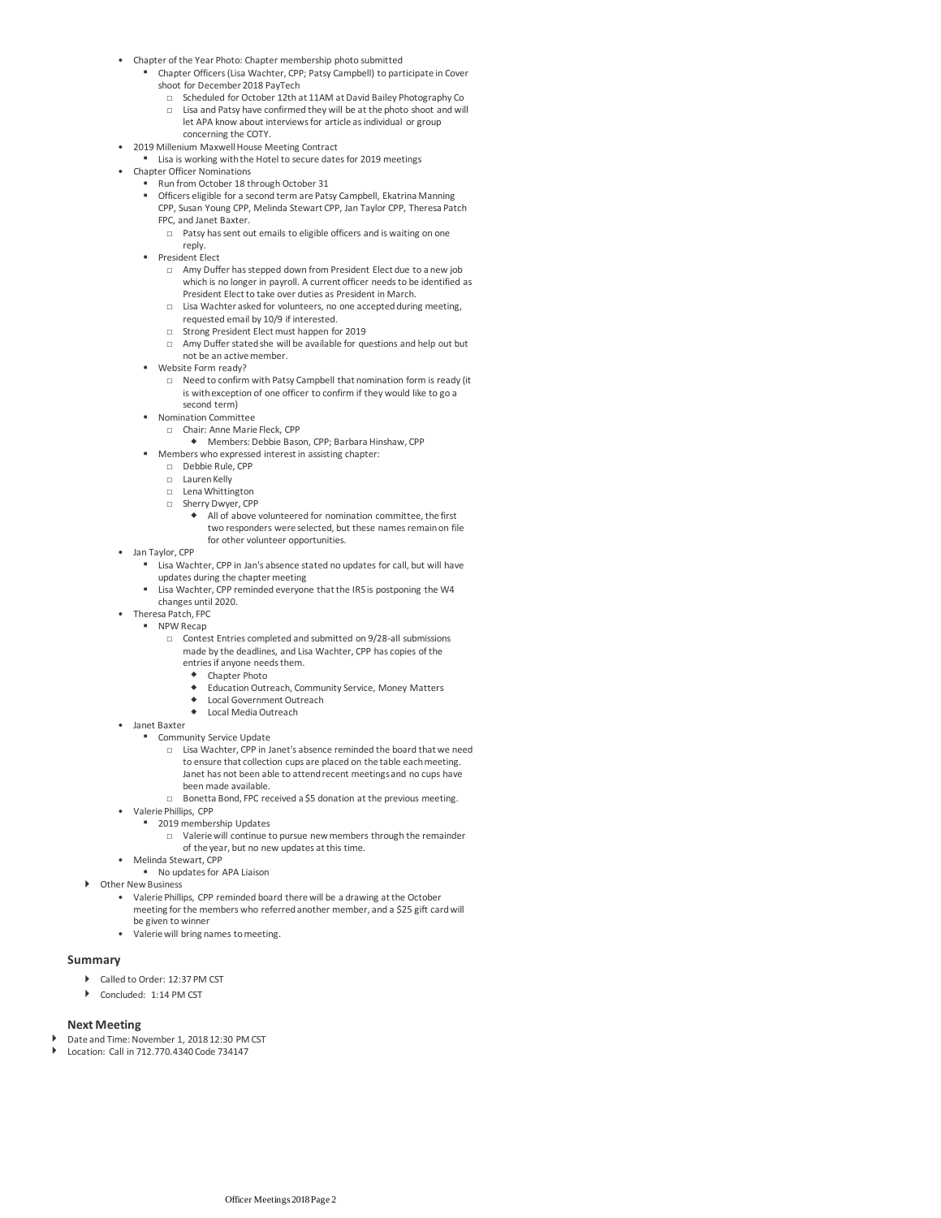- Chapter of the Year Photo: Chapter membership photo submitted
  - Chapter Officers (Lisa Wachter, CPP; Patsy Campbell) to participate in Cover shoot for December 2018 PayTech
    - Scheduled for October 12th at 11AM at David Bailey Photography Co
    - Lisa and Patsy have confirmed they will be at the photo shoot and will let APA know about interviews for article as individual or group concerning the COTY.
- 2019 Millenium Maxwell House Meeting Contract
  - Lisa is working with the Hotel to secure dates for 2019 meetings
- Chapter Officer Nominations
  - Run from October 18 through October 31
  - Officers eligible for a second term are Patsy Campbell, Ekatrina Manning CPP, Susan Young CPP, Melinda Stewart CPP, Jan Taylor CPP, Theresa Patch FPC, and Janet Baxter.
    - Patsy has sent out emails to eligible officers and is waiting on one reply.
  - President Elect
    - Amy Duffer has stepped down from President Elect due to a new job which is no longer in payroll. A current officer needs to be identified as President Elect to take over duties as President in March.
    - Lisa Wachter asked for volunteers, no one accepted during meeting, requested email by 10/9 if interested.
    - Strong President Elect must happen for 2019
    - Amy Duffer stated she will be available for questions and help out but not be an active member.
  - Website Form ready?
    - Need to confirm with Patsy Campbell that nomination form is ready (it is with exception of one officer to confirm if they would like to go a second term)
  - Nomination Committee
    - Chair: Anne Marie Fleck, CPP
      - Members: Debbie Bason, CPP; Barbara Hinshaw, CPP
  - Members who expressed interest in assisting chapter:
    - Debbie Rule, CPP
    - Lauren Kelly
    - Lena Whittington
    - Sherry Dwyer, CPP
      - All of above volunteered for nomination committee, the first two responders were selected, but these names remain on file for other volunteer opportunities.
- Jan Taylor, CPP
  - Lisa Wachter, CPP in Jan's absence stated no updates for call, but will have updates during the chapter meeting
  - Lisa Wachter, CPP reminded everyone that the IRS is postponing the W4 changes until 2020.
- Theresa Patch, FPC
  - NPW Recap
    - Contest Entries completed and submitted on 9/28-all submissions made by the deadlines, and Lisa Wachter, CPP has copies of the entries if anyone needs them.
      - Chapter Photo
      - Education Outreach, Community Service, Money Matters
      - Local Government Outreach
      - Local Media Outreach
- Janet Baxter
  - Community Service Update
    - Lisa Wachter, CPP in Janet's absence reminded the board that we need to ensure that collection cups are placed on the table each meeting. Janet has not been able to attend recent meetings and no cups have been made available.
    - Bonetta Bond, FPC received a $5 donation at the previous meeting.
- Valerie Phillips, CPP
  - 2019 membership Updates
    - Valerie will continue to pursue new members through the remainder of the year, but no new updates at this time.
- Melinda Stewart, CPP
  - No updates for APA Liaison

- Other New Business
  - Valerie Phillips, CPP reminded board there will be a drawing at the October meeting for the members who referred another member, and a $25 gift card will be given to winner
  - Valerie will bring names to meeting.

## Summary

- Called to Order: 12:37 PM CST
- Concluded: 1:14 PM CST

## Next Meeting

- Date and Time: November 1, 2018 12:30 PM CST
- Location: Call in 712.770.4340 Code 734147